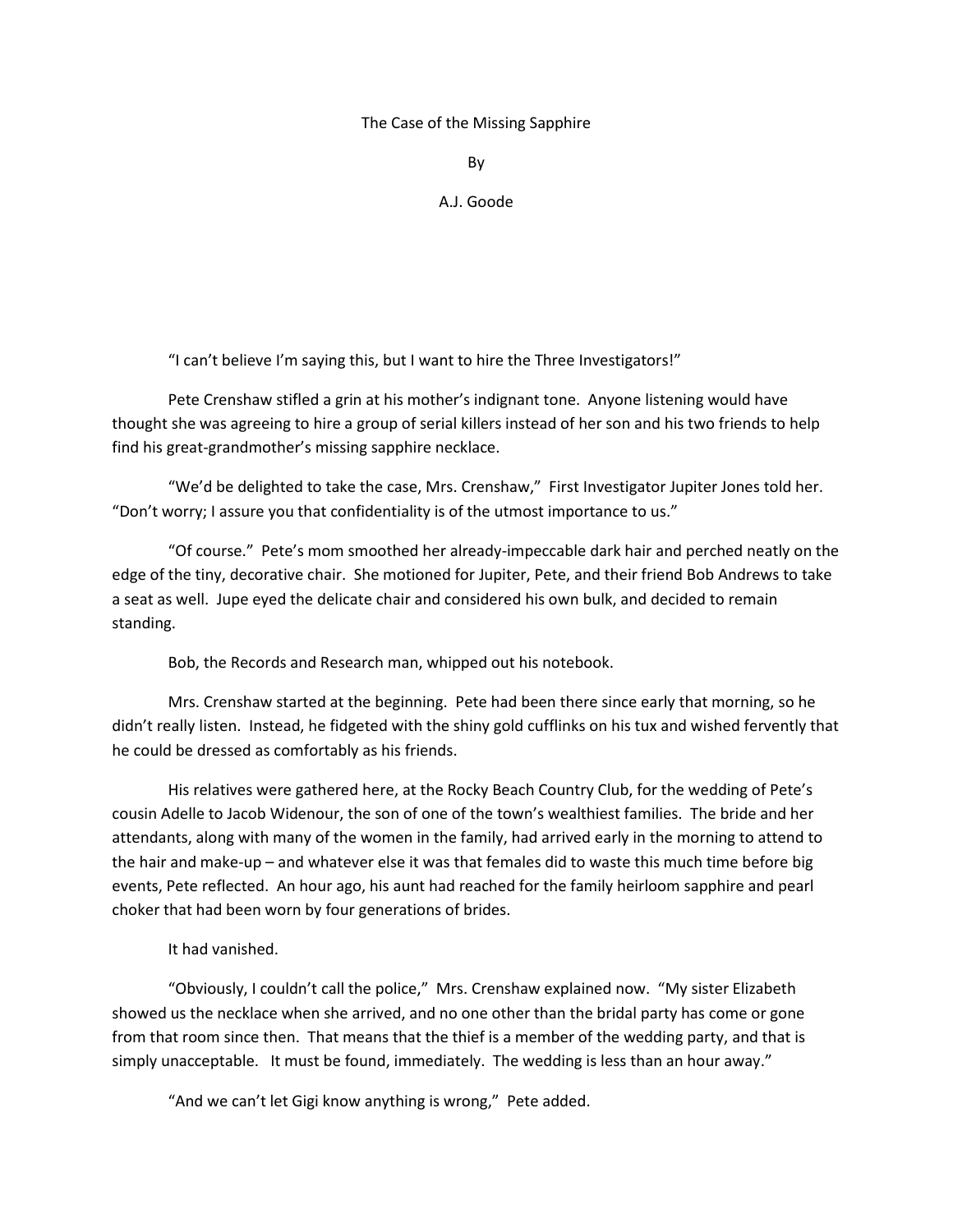# The Case of the Missing Sapphire

By

A.J. Goode

"I can't believe I'm saying this, but I want to hire the Three Investigators!"

Pete Crenshaw stifled a grin at his mother's indignant tone. Anyone listening would have thought she was agreeing to hire a group of serial killers instead of her son and his two friends to help find his great-grandmother's missing sapphire necklace.

"We'd be delighted to take the case, Mrs. Crenshaw," First Investigator Jupiter Jones told her. "Don't worry; I assure you that confidentiality is of the utmost importance to us."

"Of course." Pete's mom smoothed her already-impeccable dark hair and perched neatly on the edge of the tiny, decorative chair. She motioned for Jupiter, Pete, and their friend Bob Andrews to take a seat as well. Jupe eyed the delicate chair and considered his own bulk, and decided to remain standing.

Bob, the Records and Research man, whipped out his notebook.

Mrs. Crenshaw started at the beginning. Pete had been there since early that morning, so he didn't really listen. Instead, he fidgeted with the shiny gold cufflinks on his tux and wished fervently that he could be dressed as comfortably as his friends.

His relatives were gathered here, at the Rocky Beach Country Club, for the wedding of Pete's cousin Adelle to Jacob Widenour, the son of one of the town's wealthiest families. The bride and her attendants, along with many of the women in the family, had arrived early in the morning to attend to the hair and make-up – and whatever else it was that females did to waste this much time before big events, Pete reflected. An hour ago, his aunt had reached for the family heirloom sapphire and pearl choker that had been worn by four generations of brides.

It had vanished.

"Obviously, I couldn't call the police," Mrs. Crenshaw explained now. "My sister Elizabeth showed us the necklace when she arrived, and no one other than the bridal party has come or gone from that room since then. That means that the thief is a member of the wedding party, and that is simply unacceptable. It must be found, immediately. The wedding is less than an hour away."

"And we can't let Gigi know anything is wrong," Pete added.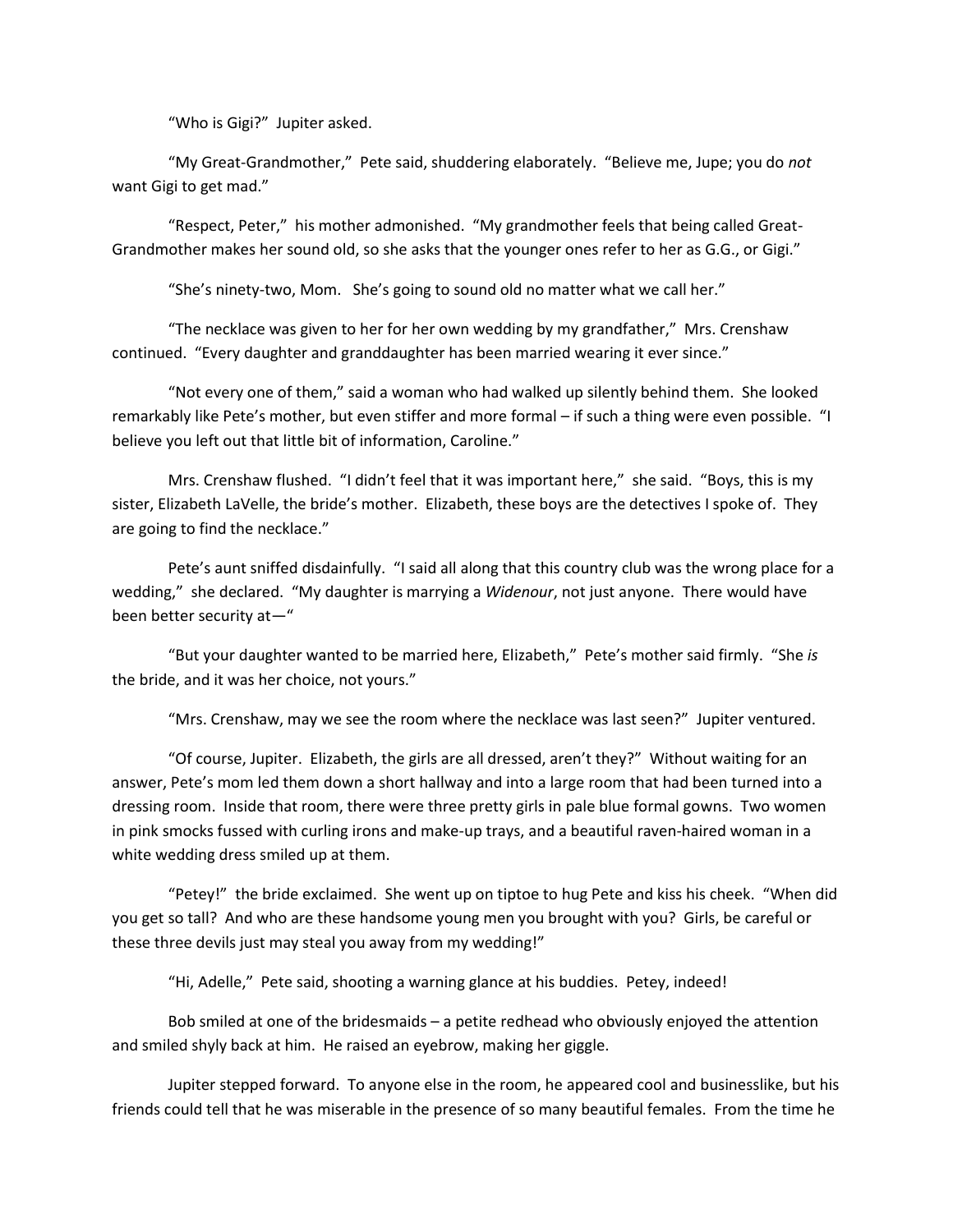"Who is Gigi?" Jupiter asked.

"My Great-Grandmother," Pete said, shuddering elaborately. "Believe me, Jupe; you do *not* want Gigi to get mad."

"Respect, Peter," his mother admonished. "My grandmother feels that being called Great-Grandmother makes her sound old, so she asks that the younger ones refer to her as G.G., or Gigi."

"She's ninety-two, Mom. She's going to sound old no matter what we call her."

"The necklace was given to her for her own wedding by my grandfather," Mrs. Crenshaw continued. "Every daughter and granddaughter has been married wearing it ever since."

"Not every one of them," said a woman who had walked up silently behind them. She looked remarkably like Pete's mother, but even stiffer and more formal – if such a thing were even possible. "I believe you left out that little bit of information, Caroline."

Mrs. Crenshaw flushed. "I didn't feel that it was important here," she said. "Boys, this is my sister, Elizabeth LaVelle, the bride's mother. Elizabeth, these boys are the detectives I spoke of. They are going to find the necklace."

Pete's aunt sniffed disdainfully. "I said all along that this country club was the wrong place for a wedding," she declared. "My daughter is marrying a *Widenour*, not just anyone. There would have been better security at—"

"But your daughter wanted to be married here, Elizabeth," Pete's mother said firmly. "She *is* the bride, and it was her choice, not yours."

"Mrs. Crenshaw, may we see the room where the necklace was last seen?" Jupiter ventured.

"Of course, Jupiter. Elizabeth, the girls are all dressed, aren't they?" Without waiting for an answer, Pete's mom led them down a short hallway and into a large room that had been turned into a dressing room. Inside that room, there were three pretty girls in pale blue formal gowns. Two women in pink smocks fussed with curling irons and make-up trays, and a beautiful raven-haired woman in a white wedding dress smiled up at them.

"Petey!" the bride exclaimed. She went up on tiptoe to hug Pete and kiss his cheek. "When did you get so tall? And who are these handsome young men you brought with you? Girls, be careful or these three devils just may steal you away from my wedding!"

"Hi, Adelle," Pete said, shooting a warning glance at his buddies. Petey, indeed!

Bob smiled at one of the bridesmaids – a petite redhead who obviously enjoyed the attention and smiled shyly back at him. He raised an eyebrow, making her giggle.

Jupiter stepped forward. To anyone else in the room, he appeared cool and businesslike, but his friends could tell that he was miserable in the presence of so many beautiful females. From the time he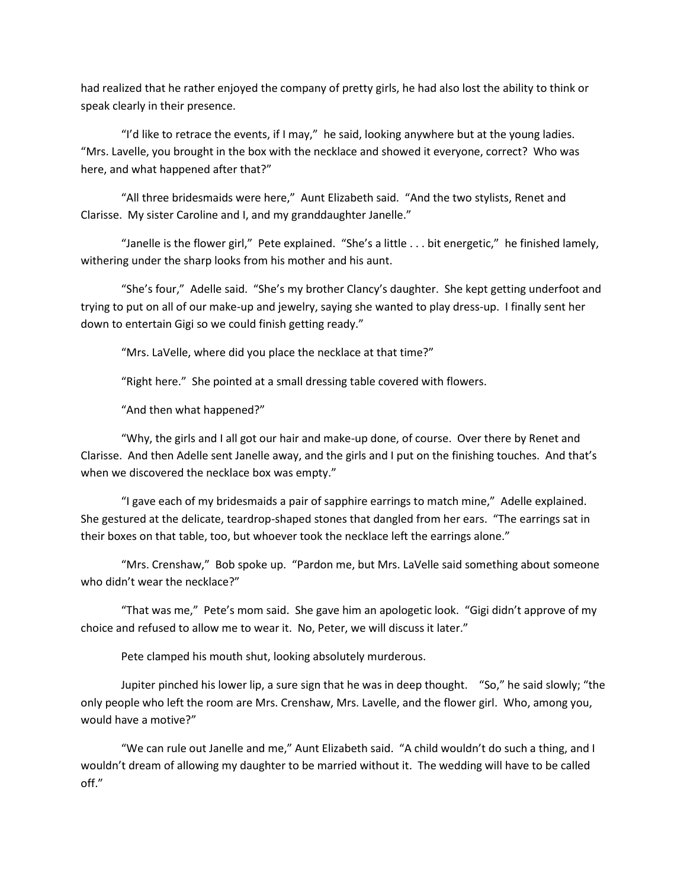had realized that he rather enjoyed the company of pretty girls, he had also lost the ability to think or speak clearly in their presence.

"I'd like to retrace the events, if I may," he said, looking anywhere but at the young ladies. "Mrs. Lavelle, you brought in the box with the necklace and showed it everyone, correct? Who was here, and what happened after that?"

"All three bridesmaids were here," Aunt Elizabeth said. "And the two stylists, Renet and Clarisse. My sister Caroline and I, and my granddaughter Janelle."

"Janelle is the flower girl," Pete explained. "She's a little . . . bit energetic," he finished lamely, withering under the sharp looks from his mother and his aunt.

"She's four," Adelle said. "She's my brother Clancy's daughter. She kept getting underfoot and trying to put on all of our make-up and jewelry, saying she wanted to play dress-up. I finally sent her down to entertain Gigi so we could finish getting ready."

"Mrs. LaVelle, where did you place the necklace at that time?"

"Right here." She pointed at a small dressing table covered with flowers.

"And then what happened?"

"Why, the girls and I all got our hair and make-up done, of course. Over there by Renet and Clarisse. And then Adelle sent Janelle away, and the girls and I put on the finishing touches. And that's when we discovered the necklace box was empty."

"I gave each of my bridesmaids a pair of sapphire earrings to match mine," Adelle explained. She gestured at the delicate, teardrop-shaped stones that dangled from her ears. "The earrings sat in their boxes on that table, too, but whoever took the necklace left the earrings alone."

"Mrs. Crenshaw," Bob spoke up. "Pardon me, but Mrs. LaVelle said something about someone who didn't wear the necklace?"

"That was me," Pete's mom said. She gave him an apologetic look. "Gigi didn't approve of my choice and refused to allow me to wear it. No, Peter, we will discuss it later."

Pete clamped his mouth shut, looking absolutely murderous.

Jupiter pinched his lower lip, a sure sign that he was in deep thought. "So," he said slowly; "the only people who left the room are Mrs. Crenshaw, Mrs. Lavelle, and the flower girl. Who, among you, would have a motive?"

"We can rule out Janelle and me," Aunt Elizabeth said. "A child wouldn't do such a thing, and I wouldn't dream of allowing my daughter to be married without it. The wedding will have to be called off."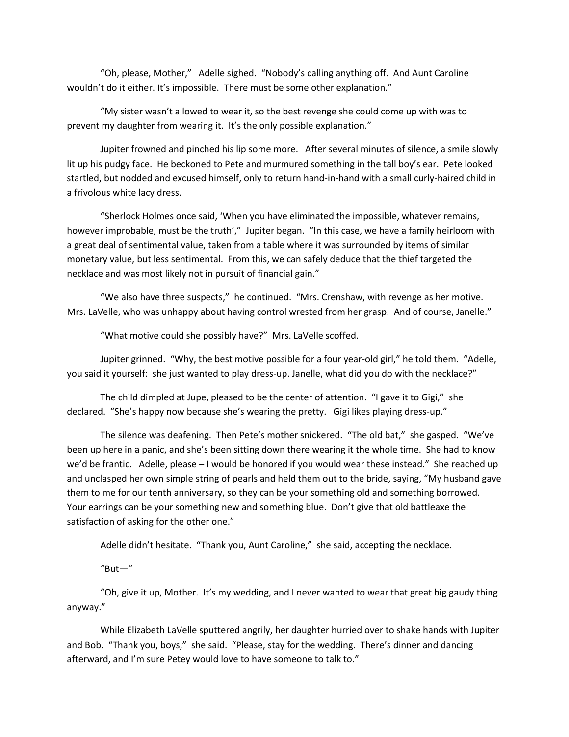"Oh, please, Mother," Adelle sighed. "Nobody's calling anything off. And Aunt Caroline wouldn't do it either. It's impossible. There must be some other explanation."

"My sister wasn't allowed to wear it, so the best revenge she could come up with was to prevent my daughter from wearing it. It's the only possible explanation."

Jupiter frowned and pinched his lip some more. After several minutes of silence, a smile slowly lit up his pudgy face. He beckoned to Pete and murmured something in the tall boy's ear. Pete looked startled, but nodded and excused himself, only to return hand-in-hand with a small curly-haired child in a frivolous white lacy dress.

"Sherlock Holmes once said, 'When you have eliminated the impossible, whatever remains, however improbable, must be the truth'," Jupiter began. "In this case, we have a family heirloom with a great deal of sentimental value, taken from a table where it was surrounded by items of similar monetary value, but less sentimental. From this, we can safely deduce that the thief targeted the necklace and was most likely not in pursuit of financial gain."

"We also have three suspects," he continued. "Mrs. Crenshaw, with revenge as her motive. Mrs. LaVelle, who was unhappy about having control wrested from her grasp. And of course, Janelle."

"What motive could she possibly have?" Mrs. LaVelle scoffed.

Jupiter grinned. "Why, the best motive possible for a four year-old girl," he told them. "Adelle, you said it yourself: she just wanted to play dress-up. Janelle, what did you do with the necklace?"

The child dimpled at Jupe, pleased to be the center of attention. "I gave it to Gigi," she declared. "She's happy now because she's wearing the pretty. Gigi likes playing dress-up."

The silence was deafening. Then Pete's mother snickered. "The old bat," she gasped. "We've been up here in a panic, and she's been sitting down there wearing it the whole time. She had to know we'd be frantic. Adelle, please – I would be honored if you would wear these instead." She reached up and unclasped her own simple string of pearls and held them out to the bride, saying, "My husband gave them to me for our tenth anniversary, so they can be your something old and something borrowed. Your earrings can be your something new and something blue. Don't give that old battleaxe the satisfaction of asking for the other one."

Adelle didn't hesitate. "Thank you, Aunt Caroline," she said, accepting the necklace.

"But—"

"Oh, give it up, Mother. It's my wedding, and I never wanted to wear that great big gaudy thing anyway."

While Elizabeth LaVelle sputtered angrily, her daughter hurried over to shake hands with Jupiter and Bob. "Thank you, boys," she said. "Please, stay for the wedding. There's dinner and dancing afterward, and I'm sure Petey would love to have someone to talk to."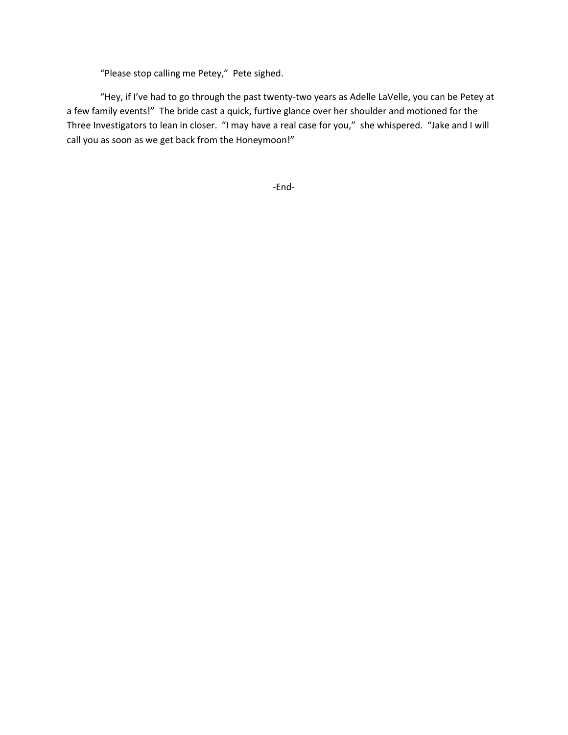"Please stop calling me Petey," Pete sighed.

"Hey, if I've had to go through the past twenty-two years as Adelle LaVelle, you can be Petey at a few family events!" The bride cast a quick, furtive glance over her shoulder and motioned for the Three Investigators to lean in closer. "I may have a real case for you," she whispered. "Jake and I will call you as soon as we get back from the Honeymoon!"

-End-